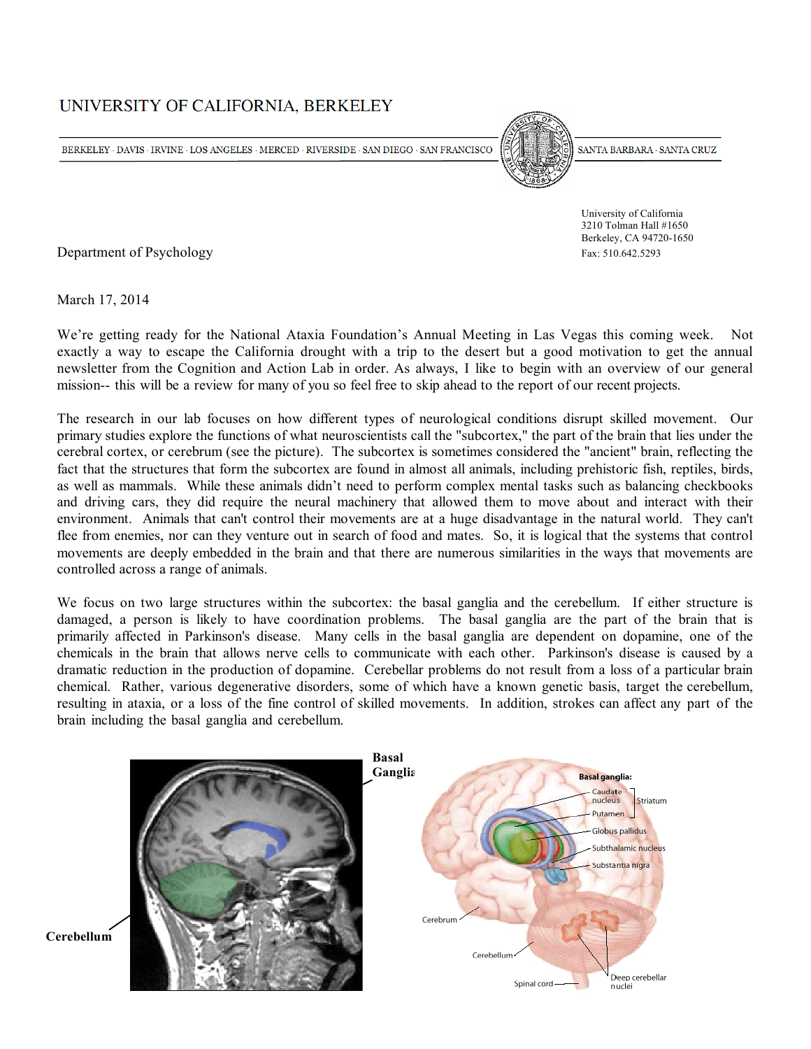# UNIVERSITY OF CALIFORNIA, BERKELEY

BERKELEY · DAVIS · IRVINE · LOS ANGELES · MERCED · RIVERSIDE · SAN DIEGO · SAN FRANCISCO · SANTA BARBARA · SANTA CRUZ

Department of Psychology

University of California
3210 Tolman Hall #1650
Berkeley, CA 94720-1650
Fax: 510.642.5293

March 17, 2014

We're getting ready for the National Ataxia Foundation's Annual Meeting in Las Vegas this coming week. Not exactly a way to escape the California drought with a trip to the desert but a good motivation to get the annual newsletter from the Cognition and Action Lab in order. As always, I like to begin with an overview of our general mission-- this will be a review for many of you so feel free to skip ahead to the report of our recent projects.

The research in our lab focuses on how different types of neurological conditions disrupt skilled movement. Our primary studies explore the functions of what neuroscientists call the "subcortex," the part of the brain that lies under the cerebral cortex, or cerebrum (see the picture). The subcortex is sometimes considered the "ancient" brain, reflecting the fact that the structures that form the subcortex are found in almost all animals, including prehistoric fish, reptiles, birds, as well as mammals. While these animals didn't need to perform complex mental tasks such as balancing checkbooks and driving cars, they did require the neural machinery that allowed them to move about and interact with their environment. Animals that can't control their movements are at a huge disadvantage in the natural world. They can't flee from enemies, nor can they venture out in search of food and mates. So, it is logical that the systems that control movements are deeply embedded in the brain and that there are numerous similarities in the ways that movements are controlled across a range of animals.

We focus on two large structures within the subcortex: the basal ganglia and the cerebellum. If either structure is damaged, a person is likely to have coordination problems. The basal ganglia are the part of the brain that is primarily affected in Parkinson's disease. Many cells in the basal ganglia are dependent on dopamine, one of the chemicals in the brain that allows nerve cells to communicate with each other. Parkinson's disease is caused by a dramatic reduction in the production of dopamine. Cerebellar problems do not result from a loss of a particular brain chemical. Rather, various degenerative disorders, some of which have a known genetic basis, target the cerebellum, resulting in ataxia, or a loss of the fine control of skilled movements. In addition, strokes can affect any part of the brain including the basal ganglia and cerebellum.

**Basal Ganglia**

**Cerebellum**

Basal ganglia: Caudate nucleus, Putamen (Striatum), Globus pallidus, Subthalamic nucleus, Substantia nigra; Cerebrum; Cerebellum; Spinal cord; Deep cerebellar nuclei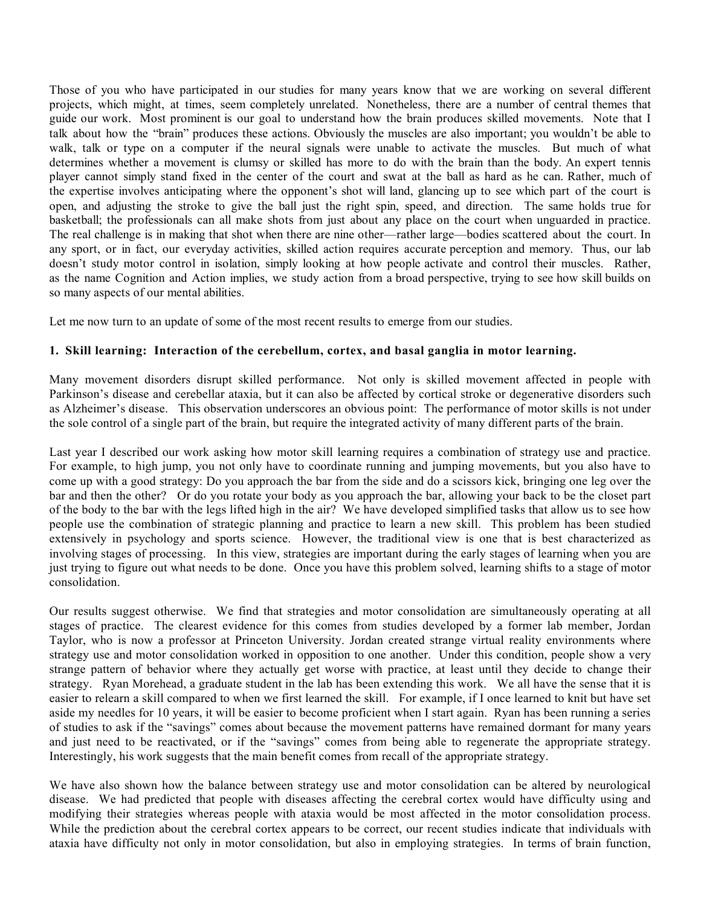Those of you who have participated in our studies for many years know that we are working on several different projects, which might, at times, seem completely unrelated. Nonetheless, there are a number of central themes that guide our work. Most prominent is our goal to understand how the brain produces skilled movements. Note that I talk about how the "brain" produces these actions. Obviously the muscles are also important; you wouldn't be able to walk, talk or type on a computer if the neural signals were unable to activate the muscles. But much of what determines whether a movement is clumsy or skilled has more to do with the brain than the body. An expert tennis player cannot simply stand fixed in the center of the court and swat at the ball as hard as he can. Rather, much of the expertise involves anticipating where the opponent's shot will land, glancing up to see which part of the court is open, and adjusting the stroke to give the ball just the right spin, speed, and direction. The same holds true for basketball; the professionals can all make shots from just about any place on the court when unguarded in practice. The real challenge is in making that shot when there are nine other—rather large—bodies scattered about the court. In any sport, or in fact, our everyday activities, skilled action requires accurate perception and memory. Thus, our lab doesn't study motor control in isolation, simply looking at how people activate and control their muscles. Rather, as the name Cognition and Action implies, we study action from a broad perspective, trying to see how skill builds on so many aspects of our mental abilities.

Let me now turn to an update of some of the most recent results to emerge from our studies.

**1. Skill learning: Interaction of the cerebellum, cortex, and basal ganglia in motor learning.**

Many movement disorders disrupt skilled performance. Not only is skilled movement affected in people with Parkinson's disease and cerebellar ataxia, but it can also be affected by cortical stroke or degenerative disorders such as Alzheimer's disease. This observation underscores an obvious point: The performance of motor skills is not under the sole control of a single part of the brain, but require the integrated activity of many different parts of the brain.

Last year I described our work asking how motor skill learning requires a combination of strategy use and practice. For example, to high jump, you not only have to coordinate running and jumping movements, but you also have to come up with a good strategy: Do you approach the bar from the side and do a scissors kick, bringing one leg over the bar and then the other? Or do you rotate your body as you approach the bar, allowing your back to be the closet part of the body to the bar with the legs lifted high in the air? We have developed simplified tasks that allow us to see how people use the combination of strategic planning and practice to learn a new skill. This problem has been studied extensively in psychology and sports science. However, the traditional view is one that is best characterized as involving stages of processing. In this view, strategies are important during the early stages of learning when you are just trying to figure out what needs to be done. Once you have this problem solved, learning shifts to a stage of motor consolidation.

Our results suggest otherwise. We find that strategies and motor consolidation are simultaneously operating at all stages of practice. The clearest evidence for this comes from studies developed by a former lab member, Jordan Taylor, who is now a professor at Princeton University. Jordan created strange virtual reality environments where strategy use and motor consolidation worked in opposition to one another. Under this condition, people show a very strange pattern of behavior where they actually get worse with practice, at least until they decide to change their strategy. Ryan Morehead, a graduate student in the lab has been extending this work. We all have the sense that it is easier to relearn a skill compared to when we first learned the skill. For example, if I once learned to knit but have set aside my needles for 10 years, it will be easier to become proficient when I start again. Ryan has been running a series of studies to ask if the "savings" comes about because the movement patterns have remained dormant for many years and just need to be reactivated, or if the "savings" comes from being able to regenerate the appropriate strategy. Interestingly, his work suggests that the main benefit comes from recall of the appropriate strategy.

We have also shown how the balance between strategy use and motor consolidation can be altered by neurological disease. We had predicted that people with diseases affecting the cerebral cortex would have difficulty using and modifying their strategies whereas people with ataxia would be most affected in the motor consolidation process. While the prediction about the cerebral cortex appears to be correct, our recent studies indicate that individuals with ataxia have difficulty not only in motor consolidation, but also in employing strategies. In terms of brain function,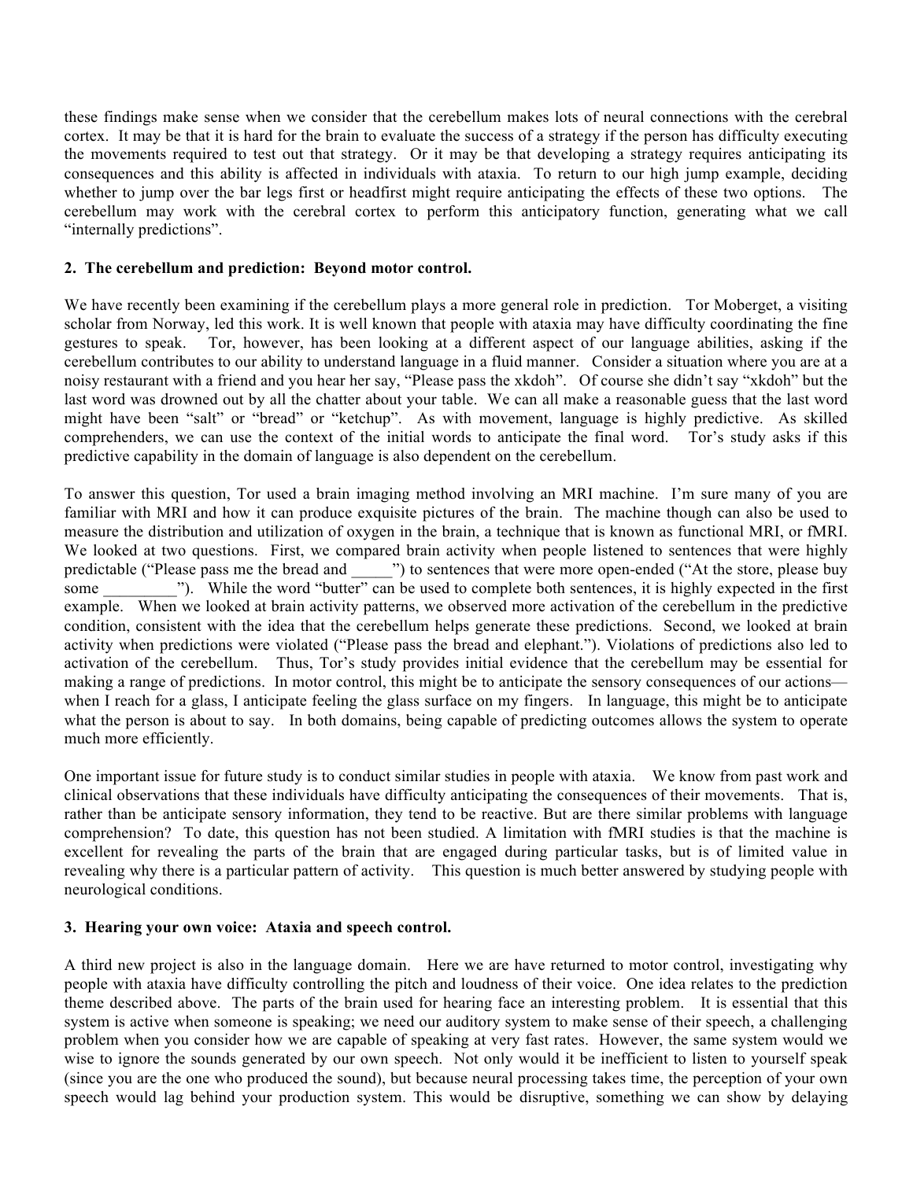these findings make sense when we consider that the cerebellum makes lots of neural connections with the cerebral cortex. It may be that it is hard for the brain to evaluate the success of a strategy if the person has difficulty executing the movements required to test out that strategy. Or it may be that developing a strategy requires anticipating its consequences and this ability is affected in individuals with ataxia. To return to our high jump example, deciding whether to jump over the bar legs first or headfirst might require anticipating the effects of these two options. The cerebellum may work with the cerebral cortex to perform this anticipatory function, generating what we call "internally predictions".

**2. The cerebellum and prediction: Beyond motor control.**

We have recently been examining if the cerebellum plays a more general role in prediction. Tor Moberget, a visiting scholar from Norway, led this work. It is well known that people with ataxia may have difficulty coordinating the fine gestures to speak. Tor, however, has been looking at a different aspect of our language abilities, asking if the cerebellum contributes to our ability to understand language in a fluid manner. Consider a situation where you are at a noisy restaurant with a friend and you hear her say, "Please pass the xkdoh". Of course she didn't say "xkdoh" but the last word was drowned out by all the chatter about your table. We can all make a reasonable guess that the last word might have been "salt" or "bread" or "ketchup". As with movement, language is highly predictive. As skilled comprehenders, we can use the context of the initial words to anticipate the final word. Tor's study asks if this predictive capability in the domain of language is also dependent on the cerebellum.

To answer this question, Tor used a brain imaging method involving an MRI machine. I'm sure many of you are familiar with MRI and how it can produce exquisite pictures of the brain. The machine though can also be used to measure the distribution and utilization of oxygen in the brain, a technique that is known as functional MRI, or fMRI. We looked at two questions. First, we compared brain activity when people listened to sentences that were highly predictable ("Please pass me the bread and _____") to sentences that were more open-ended ("At the store, please buy some _________"). While the word "butter" can be used to complete both sentences, it is highly expected in the first example. When we looked at brain activity patterns, we observed more activation of the cerebellum in the predictive condition, consistent with the idea that the cerebellum helps generate these predictions. Second, we looked at brain activity when predictions were violated ("Please pass the bread and elephant."). Violations of predictions also led to activation of the cerebellum. Thus, Tor's study provides initial evidence that the cerebellum may be essential for making a range of predictions. In motor control, this might be to anticipate the sensory consequences of our actions—when I reach for a glass, I anticipate feeling the glass surface on my fingers. In language, this might be to anticipate what the person is about to say. In both domains, being capable of predicting outcomes allows the system to operate much more efficiently.

One important issue for future study is to conduct similar studies in people with ataxia. We know from past work and clinical observations that these individuals have difficulty anticipating the consequences of their movements. That is, rather than be anticipate sensory information, they tend to be reactive. But are there similar problems with language comprehension? To date, this question has not been studied. A limitation with fMRI studies is that the machine is excellent for revealing the parts of the brain that are engaged during particular tasks, but is of limited value in revealing why there is a particular pattern of activity. This question is much better answered by studying people with neurological conditions.

**3. Hearing your own voice: Ataxia and speech control.**

A third new project is also in the language domain. Here we are have returned to motor control, investigating why people with ataxia have difficulty controlling the pitch and loudness of their voice. One idea relates to the prediction theme described above. The parts of the brain used for hearing face an interesting problem. It is essential that this system is active when someone is speaking; we need our auditory system to make sense of their speech, a challenging problem when you consider how we are capable of speaking at very fast rates. However, the same system would we wise to ignore the sounds generated by our own speech. Not only would it be inefficient to listen to yourself speak (since you are the one who produced the sound), but because neural processing takes time, the perception of your own speech would lag behind your production system. This would be disruptive, something we can show by delaying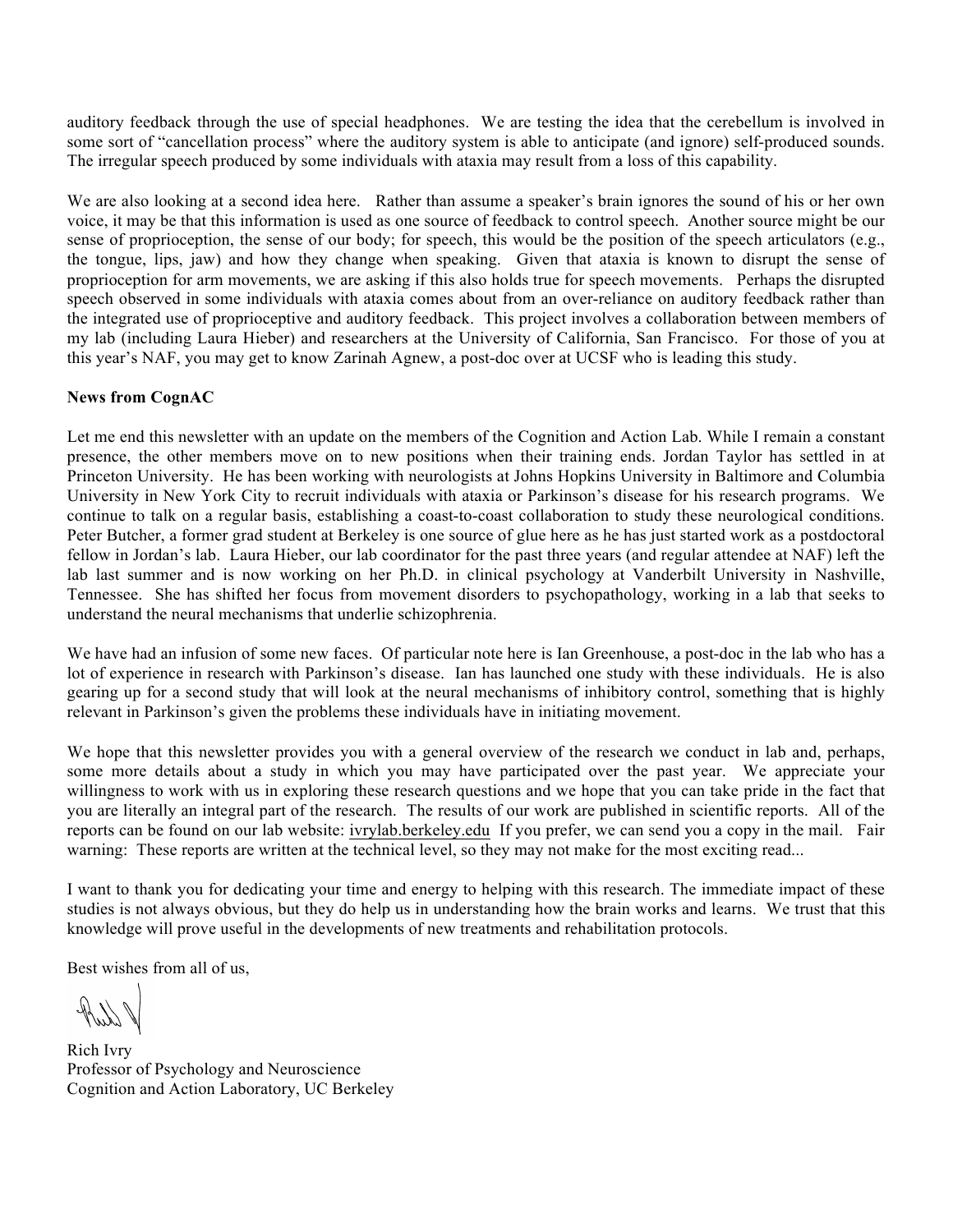auditory feedback through the use of special headphones. We are testing the idea that the cerebellum is involved in some sort of "cancellation process" where the auditory system is able to anticipate (and ignore) self-produced sounds. The irregular speech produced by some individuals with ataxia may result from a loss of this capability.

We are also looking at a second idea here. Rather than assume a speaker's brain ignores the sound of his or her own voice, it may be that this information is used as one source of feedback to control speech. Another source might be our sense of proprioception, the sense of our body; for speech, this would be the position of the speech articulators (e.g., the tongue, lips, jaw) and how they change when speaking. Given that ataxia is known to disrupt the sense of proprioception for arm movements, we are asking if this also holds true for speech movements. Perhaps the disrupted speech observed in some individuals with ataxia comes about from an over-reliance on auditory feedback rather than the integrated use of proprioceptive and auditory feedback. This project involves a collaboration between members of my lab (including Laura Hieber) and researchers at the University of California, San Francisco. For those of you at this year's NAF, you may get to know Zarinah Agnew, a post-doc over at UCSF who is leading this study.

**News from CognAC**

Let me end this newsletter with an update on the members of the Cognition and Action Lab. While I remain a constant presence, the other members move on to new positions when their training ends. Jordan Taylor has settled in at Princeton University. He has been working with neurologists at Johns Hopkins University in Baltimore and Columbia University in New York City to recruit individuals with ataxia or Parkinson's disease for his research programs. We continue to talk on a regular basis, establishing a coast-to-coast collaboration to study these neurological conditions. Peter Butcher, a former grad student at Berkeley is one source of glue here as he has just started work as a postdoctoral fellow in Jordan's lab. Laura Hieber, our lab coordinator for the past three years (and regular attendee at NAF) left the lab last summer and is now working on her Ph.D. in clinical psychology at Vanderbilt University in Nashville, Tennessee. She has shifted her focus from movement disorders to psychopathology, working in a lab that seeks to understand the neural mechanisms that underlie schizophrenia.

We have had an infusion of some new faces. Of particular note here is Ian Greenhouse, a post-doc in the lab who has a lot of experience in research with Parkinson's disease. Ian has launched one study with these individuals. He is also gearing up for a second study that will look at the neural mechanisms of inhibitory control, something that is highly relevant in Parkinson's given the problems these individuals have in initiating movement.

We hope that this newsletter provides you with a general overview of the research we conduct in lab and, perhaps, some more details about a study in which you may have participated over the past year. We appreciate your willingness to work with us in exploring these research questions and we hope that you can take pride in the fact that you are literally an integral part of the research. The results of our work are published in scientific reports. All of the reports can be found on our lab website: ivrylab.berkeley.edu If you prefer, we can send you a copy in the mail. Fair warning: These reports are written at the technical level, so they may not make for the most exciting read...

I want to thank you for dedicating your time and energy to helping with this research. The immediate impact of these studies is not always obvious, but they do help us in understanding how the brain works and learns. We trust that this knowledge will prove useful in the developments of new treatments and rehabilitation protocols.

Best wishes from all of us,

Rich Ivry
Professor of Psychology and Neuroscience
Cognition and Action Laboratory, UC Berkeley